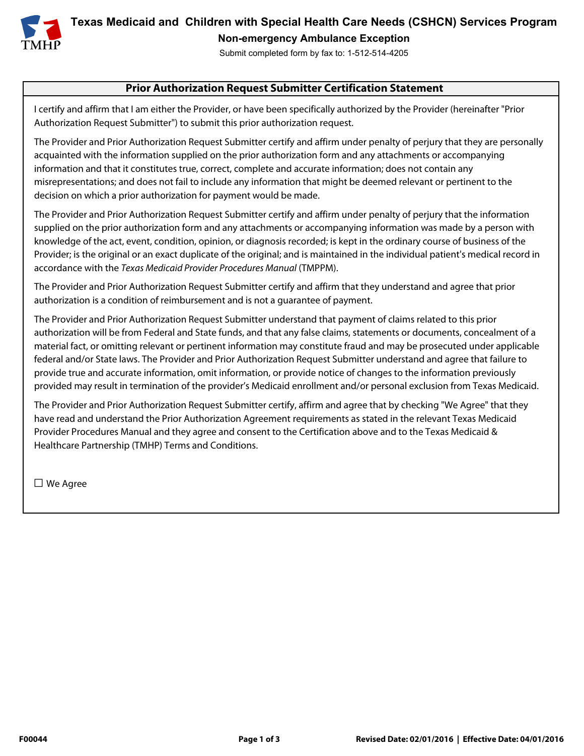# Texas Medicaid and Children with Special Health Care Needs (CSHCN) Services Program

## Non-emergency Ambulance Exception

Submit completed form by fax to: 1-512-514-4205

### Prior Authorization Request Submitter Certification Statement

I certify and affirm that I am either the Provider, or have been specifically authorized by the Provider (hereinafter "Prior Authorization Request Submitter") to submit this prior authorization request.

The Provider and Prior Authorization Request Submitter certify and affirm under penalty of perjury that they are personally acquainted with the information supplied on the prior authorization form and any attachments or accompanying information and that it constitutes true, correct, complete and accurate information; does not contain any misrepresentations; and does not fail to include any information that might be deemed relevant or pertinent to the decision on which a prior authorization for payment would be made.

The Provider and Prior Authorization Request Submitter certify and affirm under penalty of perjury that the information supplied on the prior authorization form and any attachments or accompanying information was made by a person with knowledge of the act, event, condition, opinion, or diagnosis recorded; is kept in the ordinary course of business of the Provider; is the original or an exact duplicate of the original; and is maintained in the individual patient's medical record in accordance with the *Texas Medicaid Provider Procedures Manual* (TMPPM).

The Provider and Prior Authorization Request Submitter certify and affirm that they understand and agree that prior authorization is a condition of reimbursement and is not a guarantee of payment.

The Provider and Prior Authorization Request Submitter understand that payment of claims related to this prior authorization will be from Federal and State funds, and that any false claims, statements or documents, concealment of a material fact, or omitting relevant or pertinent information may constitute fraud and may be prosecuted under applicable federal and/or State laws. The Provider and Prior Authorization Request Submitter understand and agree that failure to provide true and accurate information, omit information, or provide notice of changes to the information previously provided may result in termination of the provider's Medicaid enrollment and/or personal exclusion from Texas Medicaid.

The Provider and Prior Authorization Request Submitter certify, affirm and agree that by checking "We Agree" that they have read and understand the Prior Authorization Agreement requirements as stated in the relevant Texas Medicaid Provider Procedures Manual and they agree and consent to the Certification above and to the Texas Medicaid & Healthcare Partnership (TMHP) Terms and Conditions.

☐ We Agree

F00044 | Revised Date: 02/01/2016 | Effective Date: 04/01/2016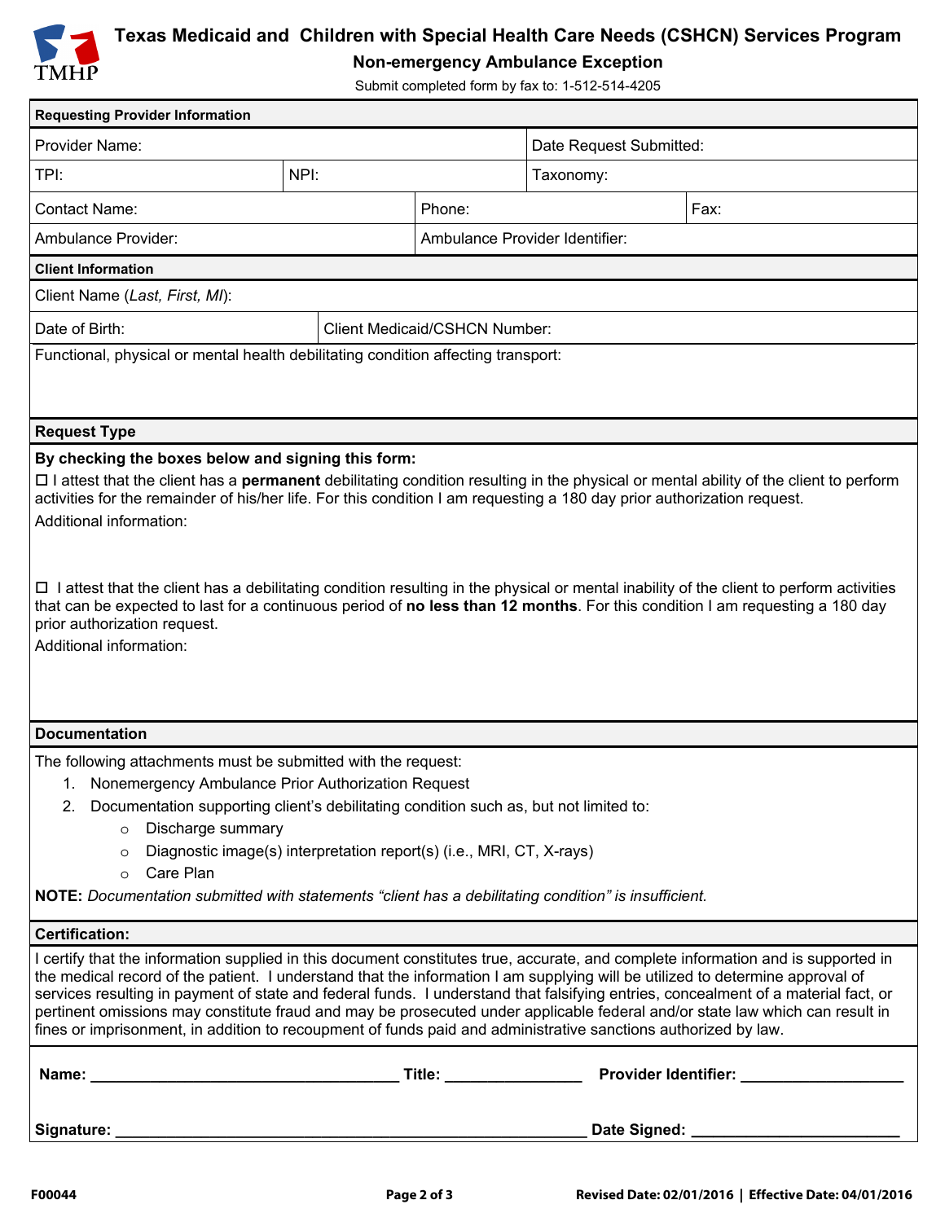# Texas Medicaid and Children with Special Health Care Needs (CSHCN) Services Program

## Non-emergency Ambulance Exception

Submit completed form by fax to: 1-512-514-4205

### Requesting Provider Information

| Provider Name: | | Date Request Submitted: |
|---|---|---|
| TPI: | NPI: | Taxonomy: |

| Contact Name: | Phone: | Fax: |
|---|---|---|
| Ambulance Provider: | Ambulance Provider Identifier: | |

### Client Information

Client Name (*Last, First, MI*):

| Date of Birth: | Client Medicaid/CSHCN Number: |
|---|---|

Functional, physical or mental health debilitating condition affecting transport:

### Request Type

**By checking the boxes below and signing this form:**

☐ I attest that the client has a **permanent** debilitating condition resulting in the physical or mental ability of the client to perform activities for the remainder of his/her life. For this condition I am requesting a 180 day prior authorization request.

Additional information:

☐ I attest that the client has a debilitating condition resulting in the physical or mental inability of the client to perform activities that can be expected to last for a continuous period of **no less than 12 months**. For this condition I am requesting a 180 day prior authorization request.

Additional information:

### Documentation

The following attachments must be submitted with the request:

1. Nonemergency Ambulance Prior Authorization Request
2. Documentation supporting client's debilitating condition such as, but not limited to:
   - Discharge summary
   - Diagnostic image(s) interpretation report(s) (i.e., MRI, CT, X-rays)
   - Care Plan

**NOTE:** *Documentation submitted with statements "client has a debilitating condition" is insufficient.*

### Certification:

I certify that the information supplied in this document constitutes true, accurate, and complete information and is supported in the medical record of the patient. I understand that the information I am supplying will be utilized to determine approval of services resulting in payment of state and federal funds. I understand that falsifying entries, concealment of a material fact, or pertinent omissions may constitute fraud and may be prosecuted under applicable federal and/or state law which can result in fines or imprisonment, in addition to recoupment of funds paid and administrative sanctions authorized by law.

**Name:** ___________________________________ **Title:** _______________ **Provider Identifier:** ___________________

**Signature:** _______________________________________________________ **Date Signed:** ________________________

F00044 | Revised Date: 02/01/2016 | Effective Date: 04/01/2016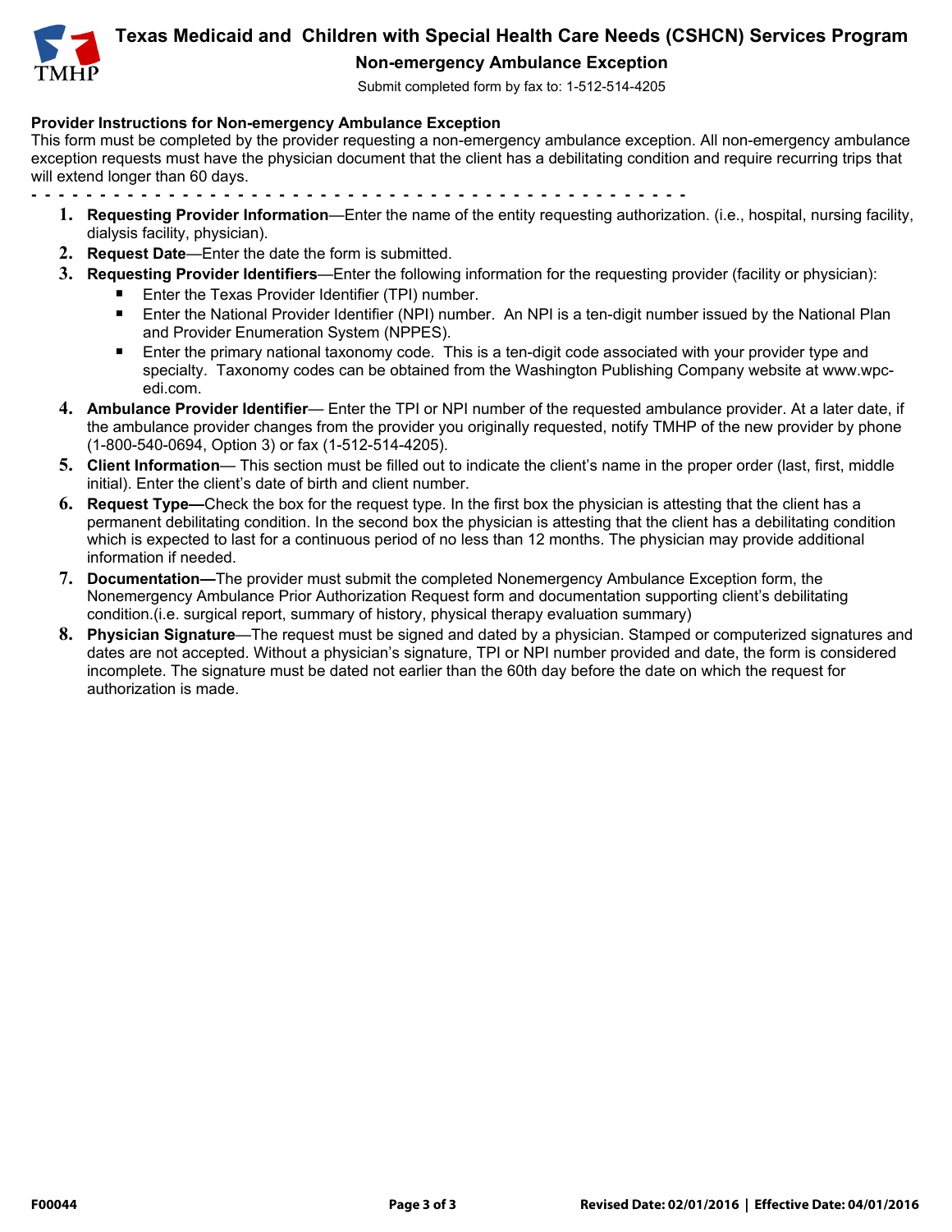# Texas Medicaid and Children with Special Health Care Needs (CSHCN) Services Program

## Non-emergency Ambulance Exception

Submit completed form by fax to: 1-512-514-4205

**Provider Instructions for Non-emergency Ambulance Exception**

This form must be completed by the provider requesting a non-emergency ambulance exception. All non-emergency ambulance exception requests must have the physician document that the client has a debilitating condition and require recurring trips that will extend longer than 60 days.

1. **Requesting Provider Information**—Enter the name of the entity requesting authorization. (i.e., hospital, nursing facility, dialysis facility, physician).
2. **Request Date**—Enter the date the form is submitted.
3. **Requesting Provider Identifiers**—Enter the following information for the requesting provider (facility or physician):
   - Enter the Texas Provider Identifier (TPI) number.
   - Enter the National Provider Identifier (NPI) number. An NPI is a ten-digit number issued by the National Plan and Provider Enumeration System (NPPES).
   - Enter the primary national taxonomy code. This is a ten-digit code associated with your provider type and specialty. Taxonomy codes can be obtained from the Washington Publishing Company website at www.wpc-edi.com.
4. **Ambulance Provider Identifier**— Enter the TPI or NPI number of the requested ambulance provider. At a later date, if the ambulance provider changes from the provider you originally requested, notify TMHP of the new provider by phone (1-800-540-0694, Option 3) or fax (1-512-514-4205).
5. **Client Information**— This section must be filled out to indicate the client's name in the proper order (last, first, middle initial). Enter the client's date of birth and client number.
6. **Request Type—**Check the box for the request type. In the first box the physician is attesting that the client has a permanent debilitating condition. In the second box the physician is attesting that the client has a debilitating condition which is expected to last for a continuous period of no less than 12 months. The physician may provide additional information if needed.
7. **Documentation—**The provider must submit the completed Nonemergency Ambulance Exception form, the Nonemergency Ambulance Prior Authorization Request form and documentation supporting client's debilitating condition.(i.e. surgical report, summary of history, physical therapy evaluation summary)
8. **Physician Signature**—The request must be signed and dated by a physician. Stamped or computerized signatures and dates are not accepted. Without a physician's signature, TPI or NPI number provided and date, the form is considered incomplete. The signature must be dated not earlier than the 60th day before the date on which the request for authorization is made.

F00044 | Revised Date: 02/01/2016 | Effective Date: 04/01/2016